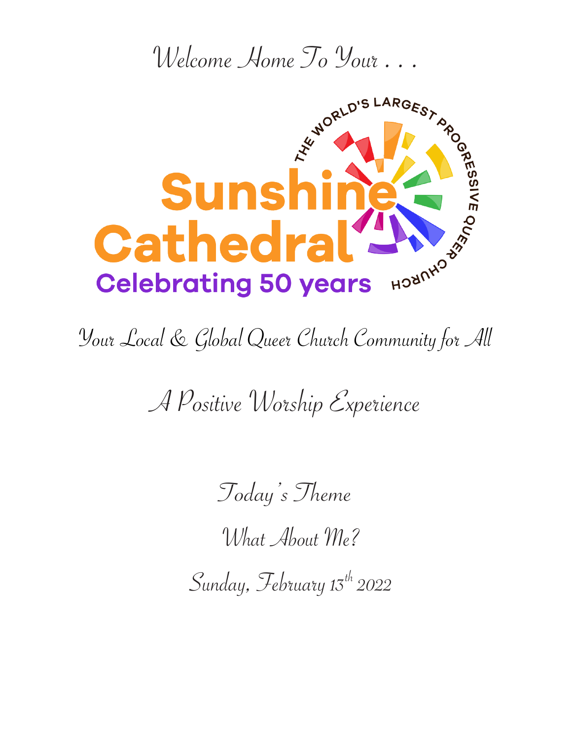Welcome Home To Your . . .

THE WORLD'S LARGEST PROGRESSIVE QUEER CHURCH

# Sunshine Cathedral

**Celebrating 50 years**

Your Local & Global Queer Church Community for All

A Positive Worship Experience

Today's Theme

What About Me?

Sunday, February 13th 2022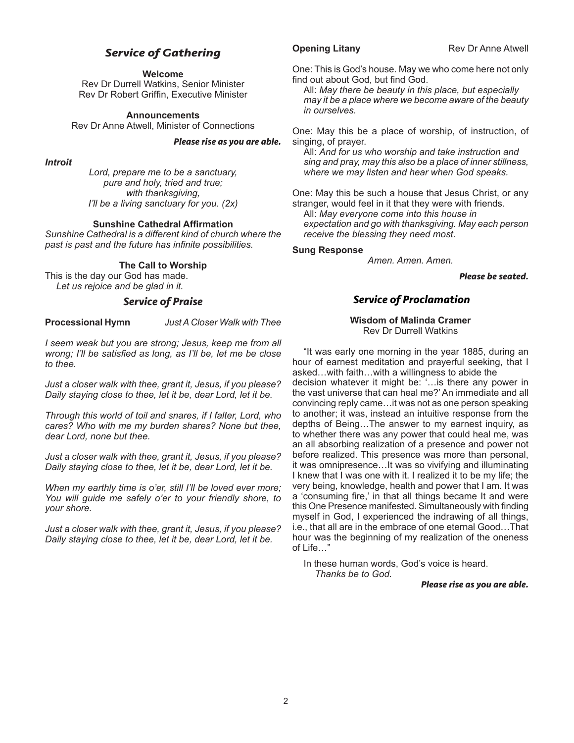## *Service of Gathering*

**Welcome**
Rev Dr Durrell Watkins, Senior Minister
Rev Dr Robert Griffin, Executive Minister

**Announcements**
Rev Dr Anne Atwell, Minister of Connections

***Please rise as you are able.***

***Introit***

*Lord, prepare me to be a sanctuary,*
*pure and holy, tried and true;*
*with thanksgiving,*
*I'll be a living sanctuary for you. (2x)*

**Sunshine Cathedral Affirmation**

*Sunshine Cathedral is a different kind of church where the past is past and the future has infinite possibilities.*

**The Call to Worship**

This is the day our God has made.
*Let us rejoice and be glad in it.*

## *Service of Praise*

**Processional Hymn** *Just A Closer Walk with Thee*

*I seem weak but you are strong; Jesus, keep me from all wrong; I'll be satisfied as long, as I'll be, let me be close to thee.*

*Just a closer walk with thee, grant it, Jesus, if you please? Daily staying close to thee, let it be, dear Lord, let it be.*

*Through this world of toil and snares, if I falter, Lord, who cares? Who with me my burden shares? None but thee, dear Lord, none but thee.*

*Just a closer walk with thee, grant it, Jesus, if you please? Daily staying close to thee, let it be, dear Lord, let it be.*

*When my earthly time is o'er, still I'll be loved ever more; You will guide me safely o'er to your friendly shore, to your shore.*

*Just a closer walk with thee, grant it, Jesus, if you please? Daily staying close to thee, let it be, dear Lord, let it be.*

**Opening Litany** Rev Dr Anne Atwell

One: This is God's house. May we who come here not only find out about God, but find God.

All: *May there be beauty in this place, but especially may it be a place where we become aware of the beauty in ourselves.*

One: May this be a place of worship, of instruction, of singing, of prayer.

All: *And for us who worship and take instruction and sing and pray, may this also be a place of inner stillness, where we may listen and hear when God speaks.*

One: May this be such a house that Jesus Christ, or any stranger, would feel in it that they were with friends.

All: *May everyone come into this house in expectation and go with thanksgiving. May each person receive the blessing they need most.*

**Sung Response**

*Amen. Amen. Amen.*

***Please be seated.***

## *Service of Proclamation*

**Wisdom of Malinda Cramer**
Rev Dr Durrell Watkins

"It was early one morning in the year 1885, during an hour of earnest meditation and prayerful seeking, that I asked…with faith…with a willingness to abide the decision whatever it might be: '…is there any power in the vast universe that can heal me?' An immediate and all convincing reply came…it was not as one person speaking to another; it was, instead an intuitive response from the depths of Being…The answer to my earnest inquiry, as to whether there was any power that could heal me, was an all absorbing realization of a presence and power not before realized. This presence was more than personal, it was omnipresence…It was so vivifying and illuminating I knew that I was one with it. I realized it to be my life; the very being, knowledge, health and power that I am. It was a 'consuming fire,' in that all things became It and were this One Presence manifested. Simultaneously with finding myself in God, I experienced the indrawing of all things, i.e., that all are in the embrace of one eternal Good…That hour was the beginning of my realization of the oneness of Life…"

In these human words, God's voice is heard.
*Thanks be to God.*

***Please rise as you are able.***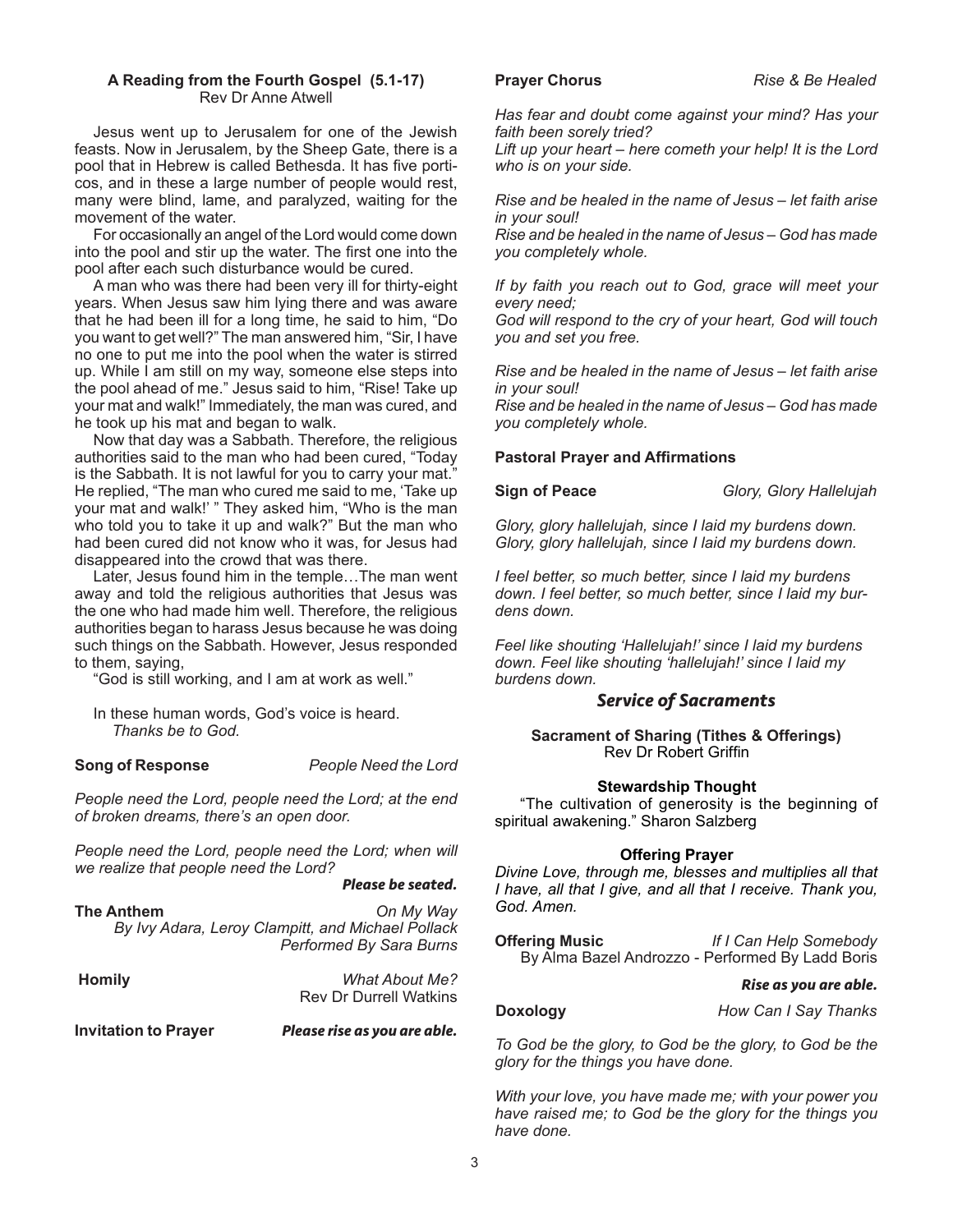**A Reading from the Fourth Gospel (5.1-17)**
Rev Dr Anne Atwell

Jesus went up to Jerusalem for one of the Jewish feasts. Now in Jerusalem, by the Sheep Gate, there is a pool that in Hebrew is called Bethesda. It has five porticos, and in these a large number of people would rest, many were blind, lame, and paralyzed, waiting for the movement of the water.

For occasionally an angel of the Lord would come down into the pool and stir up the water. The first one into the pool after each such disturbance would be cured.

A man who was there had been very ill for thirty-eight years. When Jesus saw him lying there and was aware that he had been ill for a long time, he said to him, "Do you want to get well?" The man answered him, "Sir, I have no one to put me into the pool when the water is stirred up. While I am still on my way, someone else steps into the pool ahead of me." Jesus said to him, "Rise! Take up your mat and walk!" Immediately, the man was cured, and he took up his mat and began to walk.

Now that day was a Sabbath. Therefore, the religious authorities said to the man who had been cured, "Today is the Sabbath. It is not lawful for you to carry your mat." He replied, "The man who cured me said to me, 'Take up your mat and walk!' " They asked him, "Who is the man who told you to take it up and walk?" But the man who had been cured did not know who it was, for Jesus had disappeared into the crowd that was there.

Later, Jesus found him in the temple…The man went away and told the religious authorities that Jesus was the one who had made him well. Therefore, the religious authorities began to harass Jesus because he was doing such things on the Sabbath. However, Jesus responded to them, saying,

"God is still working, and I am at work as well."

In these human words, God's voice is heard.
*Thanks be to God.*

**Song of Response** *People Need the Lord*

*People need the Lord, people need the Lord; at the end of broken dreams, there's an open door.*

*People need the Lord, people need the Lord; when will we realize that people need the Lord?*

***Please be seated.***

**The Anthem** *On My Way*
*By Ivy Adara, Leroy Clampitt, and Michael Pollack*
*Performed By Sara Burns*

**Homily** *What About Me?*
Rev Dr Durrell Watkins

**Invitation to Prayer** ***Please rise as you are able.***

**Prayer Chorus** *Rise & Be Healed*

*Has fear and doubt come against your mind? Has your faith been sorely tried?*
*Lift up your heart – here cometh your help! It is the Lord who is on your side.*

*Rise and be healed in the name of Jesus – let faith arise in your soul!*
*Rise and be healed in the name of Jesus – God has made you completely whole.*

*If by faith you reach out to God, grace will meet your every need;*
*God will respond to the cry of your heart, God will touch you and set you free.*

*Rise and be healed in the name of Jesus – let faith arise in your soul!*
*Rise and be healed in the name of Jesus – God has made you completely whole.*

**Pastoral Prayer and Affirmations**

**Sign of Peace** *Glory, Glory Hallelujah*

*Glory, glory hallelujah, since I laid my burdens down.*
*Glory, glory hallelujah, since I laid my burdens down.*

*I feel better, so much better, since I laid my burdens down. I feel better, so much better, since I laid my burdens down.*

*Feel like shouting 'Hallelujah!' since I laid my burdens down. Feel like shouting 'hallelujah!' since I laid my burdens down.*

## *Service of Sacraments*

**Sacrament of Sharing (Tithes & Offerings)**
Rev Dr Robert Griffin

**Stewardship Thought**

"The cultivation of generosity is the beginning of spiritual awakening." Sharon Salzberg

**Offering Prayer**

*Divine Love, through me, blesses and multiplies all that I have, all that I give, and all that I receive. Thank you, God. Amen.*

**Offering Music** *If I Can Help Somebody*
By Alma Bazel Androzzo - Performed By Ladd Boris

***Rise as you are able.***

**Doxology** *How Can I Say Thanks*

*To God be the glory, to God be the glory, to God be the glory for the things you have done.*

*With your love, you have made me; with your power you have raised me; to God be the glory for the things you have done.*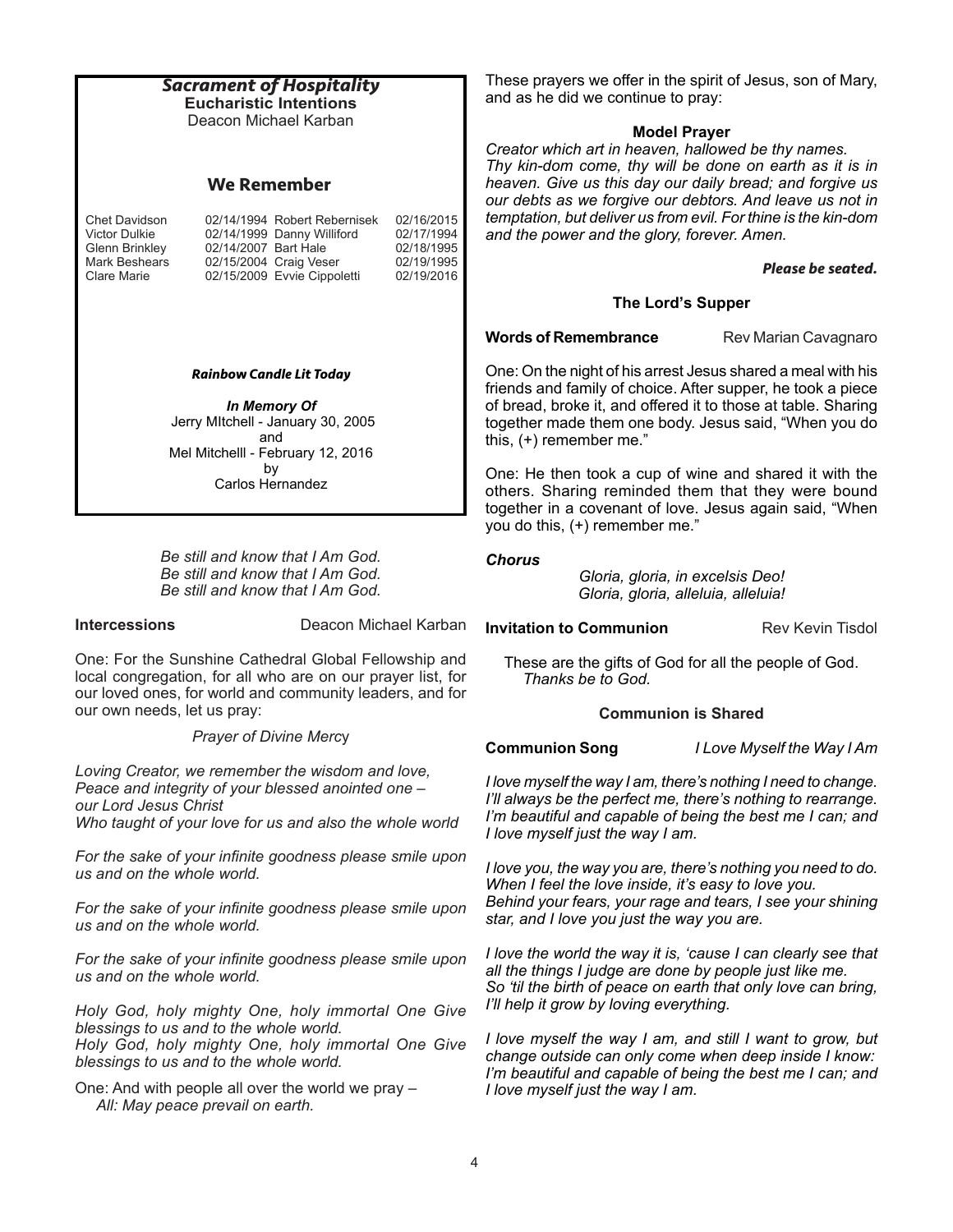## *Sacrament of Hospitality*

**Eucharistic Intentions**

Deacon Michael Karban

### We Remember

| | | | |
|---|---|---|---|
| Chet Davidson | 02/14/1994 | Robert Rebernisek | 02/16/2015 |
| Victor Dulkie | 02/14/1999 | Danny Williford | 02/17/1994 |
| Glenn Brinkley | 02/14/2007 | Bart Hale | 02/18/1995 |
| Mark Beshears | 02/15/2004 | Craig Veser | 02/19/1995 |
| Clare Marie | 02/15/2009 | Evvie Cippoletti | 02/19/2016 |

***Rainbow Candle Lit Today***

***In Memory Of***
Jerry MItchell - January 30, 2005
and
Mel Mitchelll - February 12, 2016
by
Carlos Hernandez

*Be still and know that I Am God.*
*Be still and know that I Am God.*
*Be still and know that I Am God.*

**Intercessions** Deacon Michael Karban

One: For the Sunshine Cathedral Global Fellowship and local congregation, for all who are on our prayer list, for our loved ones, for world and community leaders, and for our own needs, let us pray:

*Prayer of Divine Mercy*

*Loving Creator, we remember the wisdom and love, Peace and integrity of your blessed anointed one – our Lord Jesus Christ*
*Who taught of your love for us and also the whole world*

*For the sake of your infinite goodness please smile upon us and on the whole world.*

*For the sake of your infinite goodness please smile upon us and on the whole world.*

*For the sake of your infinite goodness please smile upon us and on the whole world.*

*Holy God, holy mighty One, holy immortal One Give blessings to us and to the whole world.*
*Holy God, holy mighty One, holy immortal One Give blessings to us and to the whole world.*

One: And with people all over the world we pray –
*All: May peace prevail on earth.*

These prayers we offer in the spirit of Jesus, son of Mary, and as he did we continue to pray:

**Model Prayer**

*Creator which art in heaven, hallowed be thy names. Thy kin-dom come, thy will be done on earth as it is in heaven. Give us this day our daily bread; and forgive us our debts as we forgive our debtors. And leave us not in temptation, but deliver us from evil. For thine is the kin-dom and the power and the glory, forever. Amen.*

***Please be seated.***

**The Lord's Supper**

**Words of Remembrance** Rev Marian Cavagnaro

One: On the night of his arrest Jesus shared a meal with his friends and family of choice. After supper, he took a piece of bread, broke it, and offered it to those at table. Sharing together made them one body. Jesus said, "When you do this, (+) remember me."

One: He then took a cup of wine and shared it with the others. Sharing reminded them that they were bound together in a covenant of love. Jesus again said, "When you do this, (+) remember me."

***Chorus***

*Gloria, gloria, in excelsis Deo!*
*Gloria, gloria, alleluia, alleluia!*

**Invitation to Communion** Rev Kevin Tisdol

These are the gifts of God for all the people of God.
*Thanks be to God.*

**Communion is Shared**

**Communion Song** *I Love Myself the Way I Am*

*I love myself the way I am, there's nothing I need to change. I'll always be the perfect me, there's nothing to rearrange. I'm beautiful and capable of being the best me I can; and I love myself just the way I am.*

*I love you, the way you are, there's nothing you need to do. When I feel the love inside, it's easy to love you. Behind your fears, your rage and tears, I see your shining star, and I love you just the way you are.*

*I love the world the way it is, 'cause I can clearly see that all the things I judge are done by people just like me. So 'til the birth of peace on earth that only love can bring, I'll help it grow by loving everything.*

*I love myself the way I am, and still I want to grow, but change outside can only come when deep inside I know: I'm beautiful and capable of being the best me I can; and I love myself just the way I am.*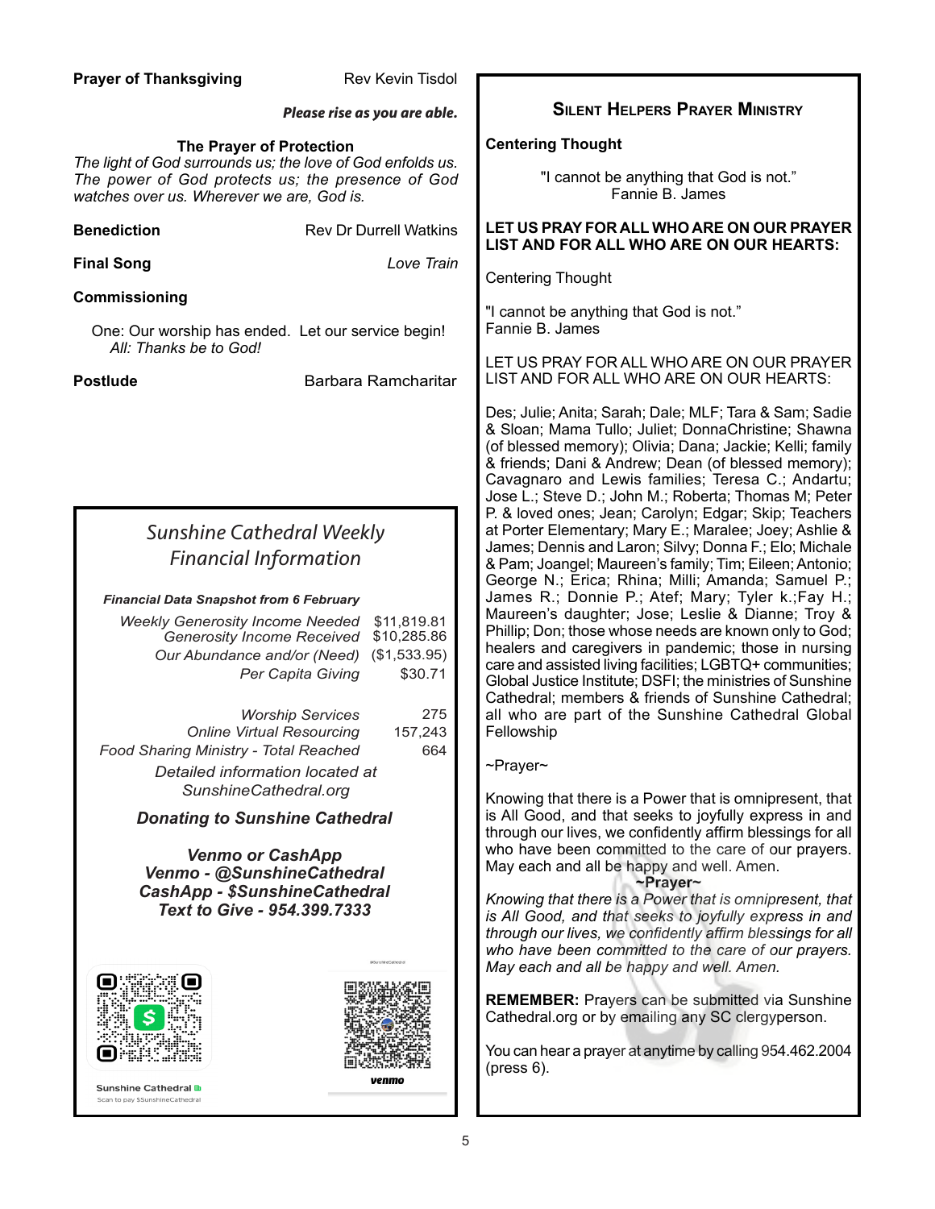**Prayer of Thanksgiving** — Rev Kevin Tisdol

***Please rise as you are able.***

**The Prayer of Protection**

*The light of God surrounds us; the love of God enfolds us. The power of God protects us; the presence of God watches over us. Wherever we are, God is.*

**Benediction** — Rev Dr Durrell Watkins

**Final Song** — *Love Train*

**Commissioning**

One: Our worship has ended. Let our service begin!
*All: Thanks be to God!*

**Postlude** — Barbara Ramcharitar

## *Sunshine Cathedral Weekly Financial Information*

***Financial Data Snapshot from 6 February***

| | |
|---|---|
| *Weekly Generosity Income Needed* | $11,819.81 |
| *Generosity Income Received* | $10,285.86 |
| *Our Abundance and/or (Need)* | ($1,533.95) |
| *Per Capita Giving* | $30.71 |
| *Worship Services* | 275 |
| *Online Virtual Resourcing* | 157,243 |
| *Food Sharing Ministry - Total Reached* | 664 |

*Detailed information located at SunshineCathedral.org*

***Donating to Sunshine Cathedral***

***Venmo or CashApp***
***Venmo - @SunshineCathedral***
***CashApp - $SunshineCathedral***
***Text to Give - 954.399.7333***

Sunshine Cathedral
Scan to pay $SunshineCathedral

@SunshineCathedral
venmo

## Silent Helpers Prayer Ministry

**Centering Thought**

"I cannot be anything that God is not."
Fannie B. James

**LET US PRAY FOR ALL WHO ARE ON OUR PRAYER LIST AND FOR ALL WHO ARE ON OUR HEARTS:**

Centering Thought

"I cannot be anything that God is not."
Fannie B. James

LET US PRAY FOR ALL WHO ARE ON OUR PRAYER LIST AND FOR ALL WHO ARE ON OUR HEARTS:

Des; Julie; Anita; Sarah; Dale; MLF; Tara & Sam; Sadie & Sloan; Mama Tullo; Juliet; DonnaChristine; Shawna (of blessed memory); Olivia; Dana; Jackie; Kelli; family & friends; Dani & Andrew; Dean (of blessed memory); Cavagnaro and Lewis families; Teresa C.; Andartu; Jose L.; Steve D.; John M.; Roberta; Thomas M; Peter P. & loved ones; Jean; Carolyn; Edgar; Skip; Teachers at Porter Elementary; Mary E.; Maralee; Joey; Ashlie & James; Dennis and Laron; Silvy; Donna F.; Elo; Michale & Pam; Joangel; Maureen's family; Tim; Eileen; Antonio; George N.; Erica; Rhina; Milli; Amanda; Samuel P.; James R.; Donnie P.; Atef; Mary; Tyler k.;Fay H.; Maureen's daughter; Jose; Leslie & Dianne; Troy & Phillip; Don; those whose needs are known only to God; healers and caregivers in pandemic; those in nursing care and assisted living facilities; LGBTQ+ communities; Global Justice Institute; DSFI; the ministries of Sunshine Cathedral; members & friends of Sunshine Cathedral; all who are part of the Sunshine Cathedral Global Fellowship

~Prayer~

Knowing that there is a Power that is omnipresent, that is All Good, and that seeks to joyfully express in and through our lives, we confidently affirm blessings for all who have been committed to the care of our prayers. May each and all be happy and well. Amen.

**~Prayer~**

*Knowing that there is a Power that is omnipresent, that is All Good, and that seeks to joyfully express in and through our lives, we confidently affirm blessings for all who have been committed to the care of our prayers. May each and all be happy and well. Amen.*

**REMEMBER:** Prayers can be submitted via Sunshine Cathedral.org or by emailing any SC clergyperson.

You can hear a prayer at anytime by calling 954.462.2004 (press 6).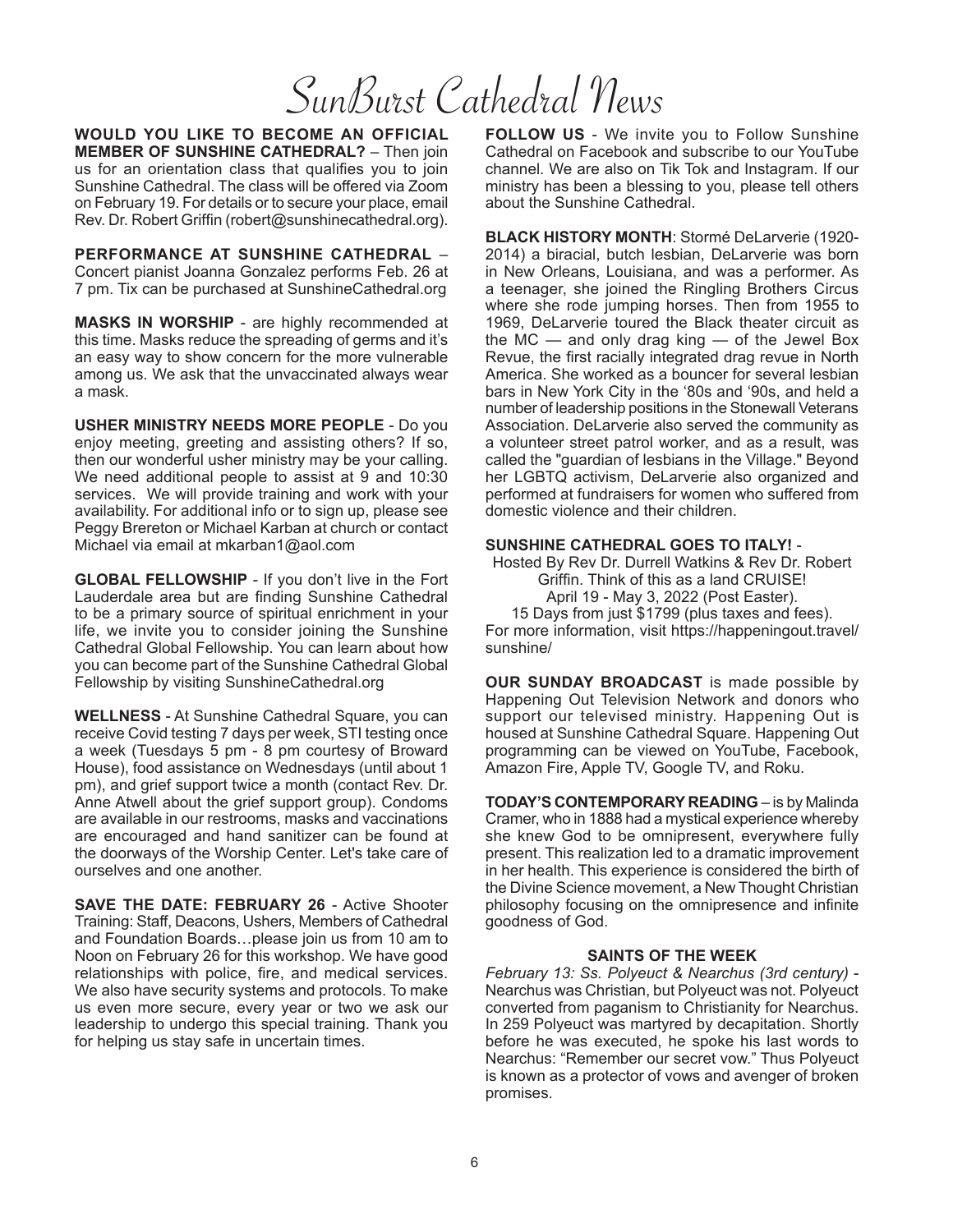# SunBurst Cathedral News

**WOULD YOU LIKE TO BECOME AN OFFICIAL MEMBER OF SUNSHINE CATHEDRAL?** – Then join us for an orientation class that qualifies you to join Sunshine Cathedral. The class will be offered via Zoom on February 19. For details or to secure your place, email Rev. Dr. Robert Griffin (robert@sunshinecathedral.org).

**PERFORMANCE AT SUNSHINE CATHEDRAL** – Concert pianist Joanna Gonzalez performs Feb. 26 at 7 pm. Tix can be purchased at SunshineCathedral.org

**MASKS IN WORSHIP** - are highly recommended at this time. Masks reduce the spreading of germs and it's an easy way to show concern for the more vulnerable among us. We ask that the unvaccinated always wear a mask.

**USHER MINISTRY NEEDS MORE PEOPLE** - Do you enjoy meeting, greeting and assisting others? If so, then our wonderful usher ministry may be your calling. We need additional people to assist at 9 and 10:30 services. We will provide training and work with your availability. For additional info or to sign up, please see Peggy Brereton or Michael Karban at church or contact Michael via email at mkarban1@aol.com

**GLOBAL FELLOWSHIP** - If you don't live in the Fort Lauderdale area but are finding Sunshine Cathedral to be a primary source of spiritual enrichment in your life, we invite you to consider joining the Sunshine Cathedral Global Fellowship. You can learn about how you can become part of the Sunshine Cathedral Global Fellowship by visiting SunshineCathedral.org

**WELLNESS** - At Sunshine Cathedral Square, you can receive Covid testing 7 days per week, STI testing once a week (Tuesdays 5 pm - 8 pm courtesy of Broward House), food assistance on Wednesdays (until about 1 pm), and grief support twice a month (contact Rev. Dr. Anne Atwell about the grief support group). Condoms are available in our restrooms, masks and vaccinations are encouraged and hand sanitizer can be found at the doorways of the Worship Center. Let's take care of ourselves and one another.

**SAVE THE DATE: FEBRUARY 26** - Active Shooter Training: Staff, Deacons, Ushers, Members of Cathedral and Foundation Boards…please join us from 10 am to Noon on February 26 for this workshop. We have good relationships with police, fire, and medical services. We also have security systems and protocols. To make us even more secure, every year or two we ask our leadership to undergo this special training. Thank you for helping us stay safe in uncertain times.

**FOLLOW US** - We invite you to Follow Sunshine Cathedral on Facebook and subscribe to our YouTube channel. We are also on Tik Tok and Instagram. If our ministry has been a blessing to you, please tell others about the Sunshine Cathedral.

**BLACK HISTORY MONTH**: Stormé DeLarverie (1920-2014) a biracial, butch lesbian, DeLarverie was born in New Orleans, Louisiana, and was a performer. As a teenager, she joined the Ringling Brothers Circus where she rode jumping horses. Then from 1955 to 1969, DeLarverie toured the Black theater circuit as the MC — and only drag king — of the Jewel Box Revue, the first racially integrated drag revue in North America. She worked as a bouncer for several lesbian bars in New York City in the '80s and '90s, and held a number of leadership positions in the Stonewall Veterans Association. DeLarverie also served the community as a volunteer street patrol worker, and as a result, was called the "guardian of lesbians in the Village." Beyond her LGBTQ activism, DeLarverie also organized and performed at fundraisers for women who suffered from domestic violence and their children.

**SUNSHINE CATHEDRAL GOES TO ITALY!** -

Hosted By Rev Dr. Durrell Watkins & Rev Dr. Robert Griffin. Think of this as a land CRUISE!
April 19 - May 3, 2022 (Post Easter).
15 Days from just $1799 (plus taxes and fees).
For more information, visit https://happeningout.travel/sunshine/

**OUR SUNDAY BROADCAST** is made possible by Happening Out Television Network and donors who support our televised ministry. Happening Out is housed at Sunshine Cathedral Square. Happening Out programming can be viewed on YouTube, Facebook, Amazon Fire, Apple TV, Google TV, and Roku.

**TODAY'S CONTEMPORARY READING** – is by Malinda Cramer, who in 1888 had a mystical experience whereby she knew God to be omnipresent, everywhere fully present. This realization led to a dramatic improvement in her health. This experience is considered the birth of the Divine Science movement, a New Thought Christian philosophy focusing on the omnipresence and infinite goodness of God.

**SAINTS OF THE WEEK**

*February 13: Ss. Polyeuct & Nearchus (3rd century)* - Nearchus was Christian, but Polyeuct was not. Polyeuct converted from paganism to Christianity for Nearchus. In 259 Polyeuct was martyred by decapitation. Shortly before he was executed, he spoke his last words to Nearchus: "Remember our secret vow." Thus Polyeuct is known as a protector of vows and avenger of broken promises.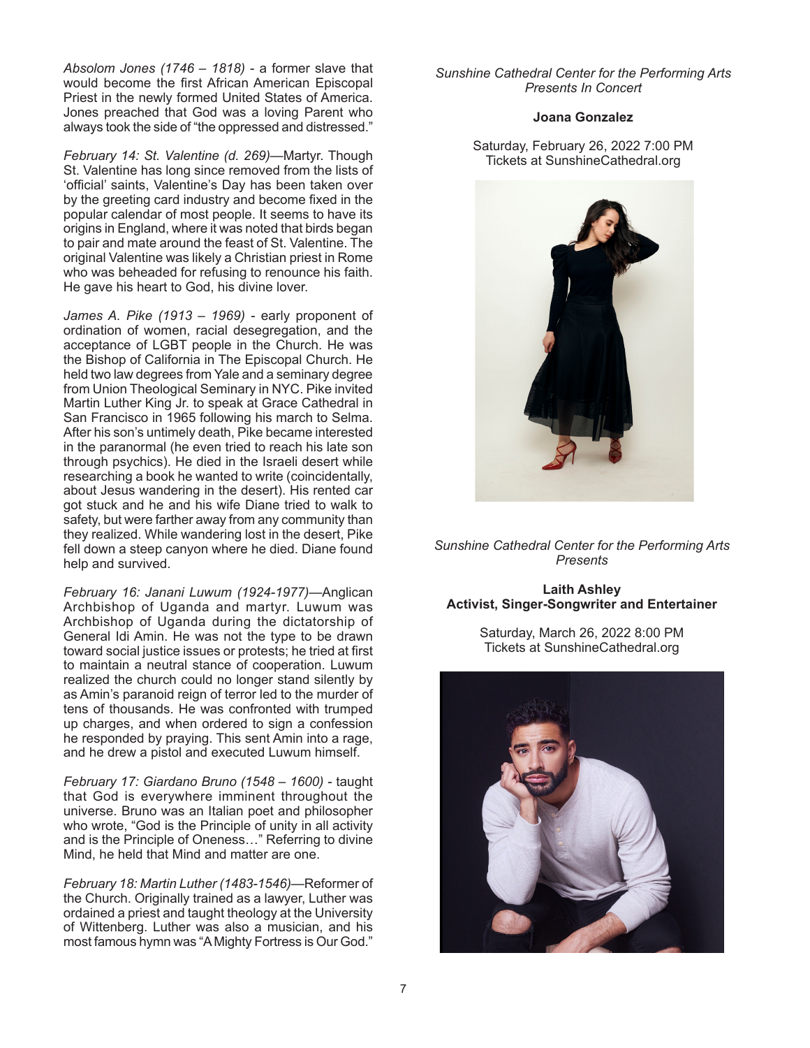*Absolom Jones (1746 – 1818)* - a former slave that would become the first African American Episcopal Priest in the newly formed United States of America. Jones preached that God was a loving Parent who always took the side of "the oppressed and distressed."

*February 14: St. Valentine (d. 269)*—Martyr. Though St. Valentine has long since removed from the lists of 'official' saints, Valentine's Day has been taken over by the greeting card industry and become fixed in the popular calendar of most people. It seems to have its origins in England, where it was noted that birds began to pair and mate around the feast of St. Valentine. The original Valentine was likely a Christian priest in Rome who was beheaded for refusing to renounce his faith. He gave his heart to God, his divine lover.

*James A. Pike (1913 – 1969)* - early proponent of ordination of women, racial desegregation, and the acceptance of LGBT people in the Church. He was the Bishop of California in The Episcopal Church. He held two law degrees from Yale and a seminary degree from Union Theological Seminary in NYC. Pike invited Martin Luther King Jr. to speak at Grace Cathedral in San Francisco in 1965 following his march to Selma. After his son's untimely death, Pike became interested in the paranormal (he even tried to reach his late son through psychics). He died in the Israeli desert while researching a book he wanted to write (coincidentally, about Jesus wandering in the desert). His rented car got stuck and he and his wife Diane tried to walk to safety, but were farther away from any community than they realized. While wandering lost in the desert, Pike fell down a steep canyon where he died. Diane found help and survived.

*February 16: Janani Luwum (1924-1977)*—Anglican Archbishop of Uganda and martyr. Luwum was Archbishop of Uganda during the dictatorship of General Idi Amin. He was not the type to be drawn toward social justice issues or protests; he tried at first to maintain a neutral stance of cooperation. Luwum realized the church could no longer stand silently by as Amin's paranoid reign of terror led to the murder of tens of thousands. He was confronted with trumped up charges, and when ordered to sign a confession he responded by praying. This sent Amin into a rage, and he drew a pistol and executed Luwum himself.

*February 17: Giardano Bruno (1548 – 1600)* - taught that God is everywhere imminent throughout the universe. Bruno was an Italian poet and philosopher who wrote, "God is the Principle of unity in all activity and is the Principle of Oneness…" Referring to divine Mind, he held that Mind and matter are one.

*February 18: Martin Luther (1483-1546)*—Reformer of the Church. Originally trained as a lawyer, Luther was ordained a priest and taught theology at the University of Wittenberg. Luther was also a musician, and his most famous hymn was "A Mighty Fortress is Our God."

*Sunshine Cathedral Center for the Performing Arts Presents In Concert*

**Joana Gonzalez**

Saturday, February 26, 2022 7:00 PM
Tickets at SunshineCathedral.org

*Sunshine Cathedral Center for the Performing Arts Presents*

**Laith Ashley**
**Activist, Singer-Songwriter and Entertainer**

Saturday, March 26, 2022 8:00 PM
Tickets at SunshineCathedral.org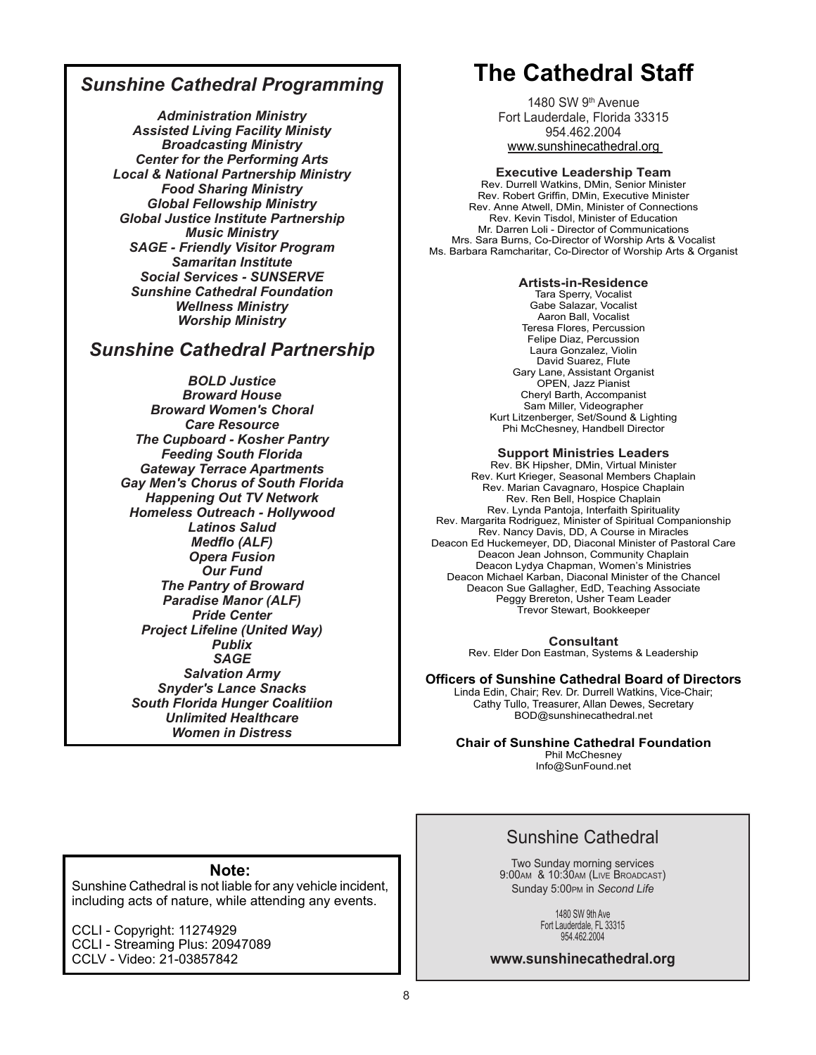## *Sunshine Cathedral Programming*

*Administration Ministry*
*Assisted Living Facility Ministy*
*Broadcasting Ministry*
*Center for the Performing Arts*
*Local & National Partnership Ministry*
*Food Sharing Ministry*
*Global Fellowship Ministry*
*Global Justice Institute Partnership*
*Music Ministry*
*SAGE - Friendly Visitor Program*
*Samaritan Institute*
*Social Services - SUNSERVE*
*Sunshine Cathedral Foundation*
*Wellness Ministry*
*Worship Ministry*

## *Sunshine Cathedral Partnership*

*BOLD Justice*
*Broward House*
*Broward Women's Choral*
*Care Resource*
*The Cupboard - Kosher Pantry*
*Feeding South Florida*
*Gateway Terrace Apartments*
*Gay Men's Chorus of South Florida*
*Happening Out TV Network*
*Homeless Outreach - Hollywood*
*Latinos Salud*
*Medflo (ALF)*
*Opera Fusion*
*Our Fund*
*The Pantry of Broward*
*Paradise Manor (ALF)*
*Pride Center*
*Project Lifeline (United Way)*
*Publix*
*SAGE*
*Salvation Army*
*Snyder's Lance Snacks*
*South Florida Hunger Coalitiion*
*Unlimited Healthcare*
*Women in Distress*

**Note:**
Sunshine Cathedral is not liable for any vehicle incident, including acts of nature, while attending any events.

CCLI - Copyright: 11274929
CCLI - Streaming Plus: 20947089
CCLV - Video: 21-03857842

# The Cathedral Staff

1480 SW 9th Avenue
Fort Lauderdale, Florida 33315
954.462.2004
www.sunshinecathedral.org

**Executive Leadership Team**
Rev. Durrell Watkins, DMin, Senior Minister
Rev. Robert Griffin, DMin, Executive Minister
Rev. Anne Atwell, DMin, Minister of Connections
Rev. Kevin Tisdol, Minister of Education
Mr. Darren Loli - Director of Communications
Mrs. Sara Burns, Co-Director of Worship Arts & Vocalist
Ms. Barbara Ramcharitar, Co-Director of Worship Arts & Organist

**Artists-in-Residence**
Tara Sperry, Vocalist
Gabe Salazar, Vocalist
Aaron Ball, Vocalist
Teresa Flores, Percussion
Felipe Diaz, Percussion
Laura Gonzalez, Violin
David Suarez, Flute
Gary Lane, Assistant Organist
OPEN, Jazz Pianist
Cheryl Barth, Accompanist
Sam Miller, Videographer
Kurt Litzenberger, Set/Sound & Lighting
Phi McChesney, Handbell Director

**Support Ministries Leaders**
Rev. BK Hipsher, DMin, Virtual Minister
Rev. Kurt Krieger, Seasonal Members Chaplain
Rev. Marian Cavagnaro, Hospice Chaplain
Rev. Ren Bell, Hospice Chaplain
Rev. Lynda Pantoja, Interfaith Spirituality
Rev. Margarita Rodriguez, Minister of Spiritual Companionship
Rev. Nancy Davis, DD, A Course in Miracles
Deacon Ed Huckemeyer, DD, Diaconal Minister of Pastoral Care
Deacon Jean Johnson, Community Chaplain
Deacon Lydya Chapman, Women's Ministries
Deacon Michael Karban, Diaconal Minister of the Chancel
Deacon Sue Gallagher, EdD, Teaching Associate
Peggy Brereton, Usher Team Leader
Trevor Stewart, Bookkeeper

**Consultant**
Rev. Elder Don Eastman, Systems & Leadership

**Officers of Sunshine Cathedral Board of Directors**
Linda Edin, Chair; Rev. Dr. Durrell Watkins, Vice-Chair;
Cathy Tullo, Treasurer, Allan Dewes, Secretary
BOD@sunshinecathedral.net

**Chair of Sunshine Cathedral Foundation**
Phil McChesney
Info@SunFound.net

## Sunshine Cathedral

Two Sunday morning services
9:00AM & 10:30AM (LIVE BROADCAST)
Sunday 5:00PM in *Second Life*

1480 SW 9th Ave
Fort Lauderdale, FL 33315
954.462.2004

**www.sunshinecathedral.org**